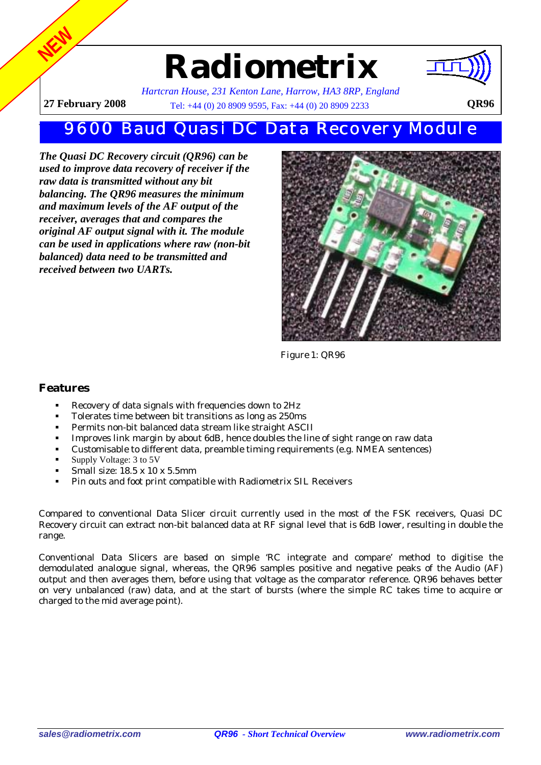NEW

# Radiometrix

*Hartcran House, 231 Kenton Lane, Harrow, HA3 8RP, England*

**27 February 2008** Tel: +44 (0) 20 8909 9595, Fax: +44 (0) 20 8909 2233 **QR96**

## 9600 Baud Quasi DC Data Recovery Module

***The Quasi DC Recovery circuit (QR96) can be used to improve data recovery of receiver if the raw data is transmitted without any bit balancing. The QR96 measures the minimum and maximum levels of the AF output of the receiver, averages that and compares the original AF output signal with it. The module can be used in applications where raw (non-bit balanced) data need to be transmitted and received between two UARTs.***

Figure 1: QR96

### Features

- Recovery of data signals with frequencies down to 2Hz
- Tolerates time between bit transitions as long as 250ms
- Permits non-bit balanced data stream like straight ASCII
- Improves link margin by about 6dB, hence doubles the line of sight range on raw data
- Customisable to different data, preamble timing requirements (e.g. NMEA sentences)
- Supply Voltage: 3 to 5V
- Small size: 18.5 x 10 x 5.5mm
- Pin outs and foot print compatible with Radiometrix SIL Receivers

Compared to conventional Data Slicer circuit currently used in the most of the FSK receivers, Quasi DC Recovery circuit can extract non-bit balanced data at RF signal level that is 6dB lower, resulting in double the range.

Conventional Data Slicers are based on simple 'RC integrate and compare' method to digitise the demodulated analogue signal, whereas, the QR96 samples positive and negative peaks of the Audio (AF) output and then averages them, before using that voltage as the comparator reference. QR96 behaves better on very unbalanced (raw) data, and at the start of bursts (where the simple RC takes time to acquire or charged to the mid average point).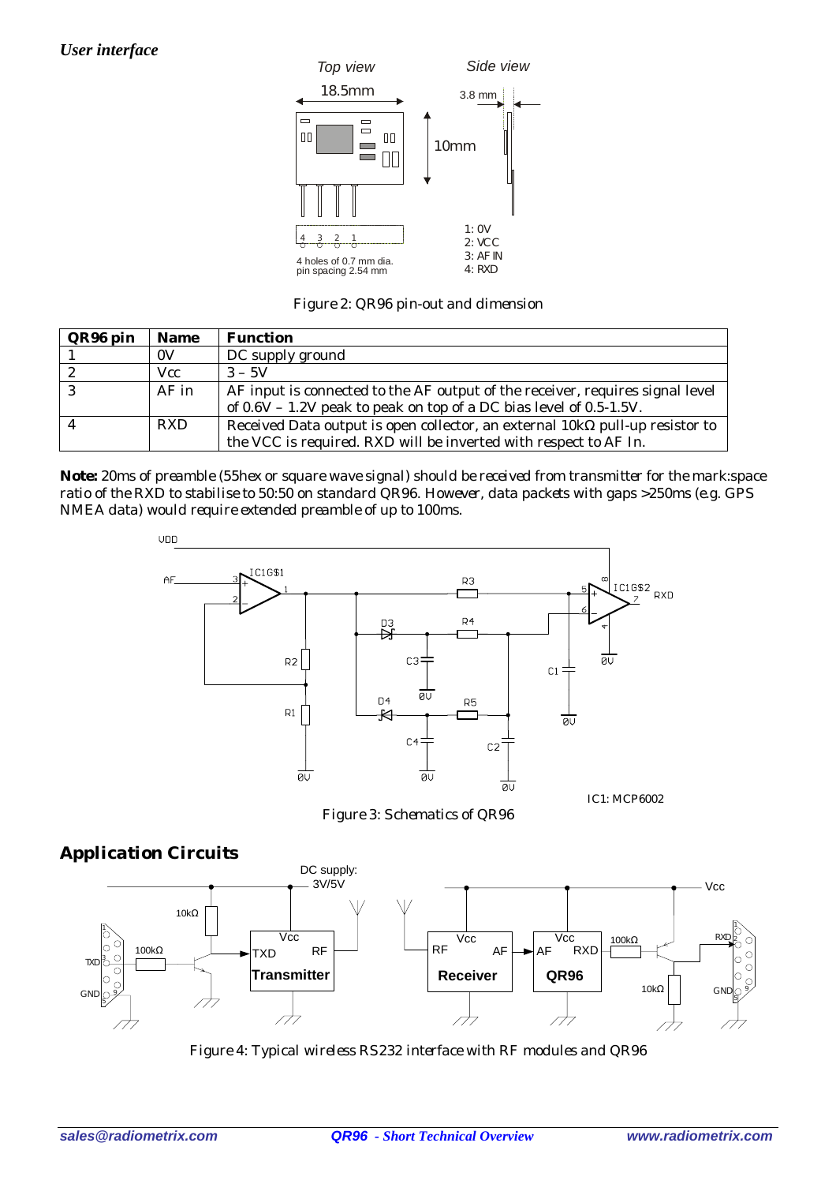*User interface*

Top view

18.5mm

Side view

3.8 mm

10mm

4 3 2 1

4 holes of 0.7 mm dia.
pin spacing 2.54 mm

1: 0V
2: VCC
3: AF IN
4: RXD

Figure 2: QR96 pin-out and dimension

| QR96 pin | Name | Function |
|---|---|---|
| 1 | 0V | DC supply ground |
| 2 | Vcc | 3 – 5V |
| 3 | AF in | AF input is connected to the AF output of the receiver, requires signal level of 0.6V – 1.2V peak to peak on top of a DC bias level of 0.5-1.5V. |
| 4 | RXD | Received Data output is open collector, an external 10kΩ pull-up resistor to the VCC is required. RXD will be inverted with respect to AF In. |

**Note:** 20ms of preamble (55hex or square wave signal) should be received from transmitter for the mark:space ratio of the RXD to stabilise to 50:50 on standard QR96. However, data packets with gaps >250ms (e.g. GPS NMEA data) would require extended preamble of up to 100ms.

VDD
AF
IC1G$1
IC1G$2
RXD
R1 R2 R3 R4 R5
D3 D4
C1 C2 C3 C4
0V

IC1: MCP6002

Figure 3: Schematics of QR96

## Application Circuits

DC supply:
3V/5V

Vcc

10kΩ
100kΩ
TXD
GND
Transmitter
RF
Receiver
AF
QR96
RXD

Figure 4: Typical wireless RS232 interface with RF modules and QR96